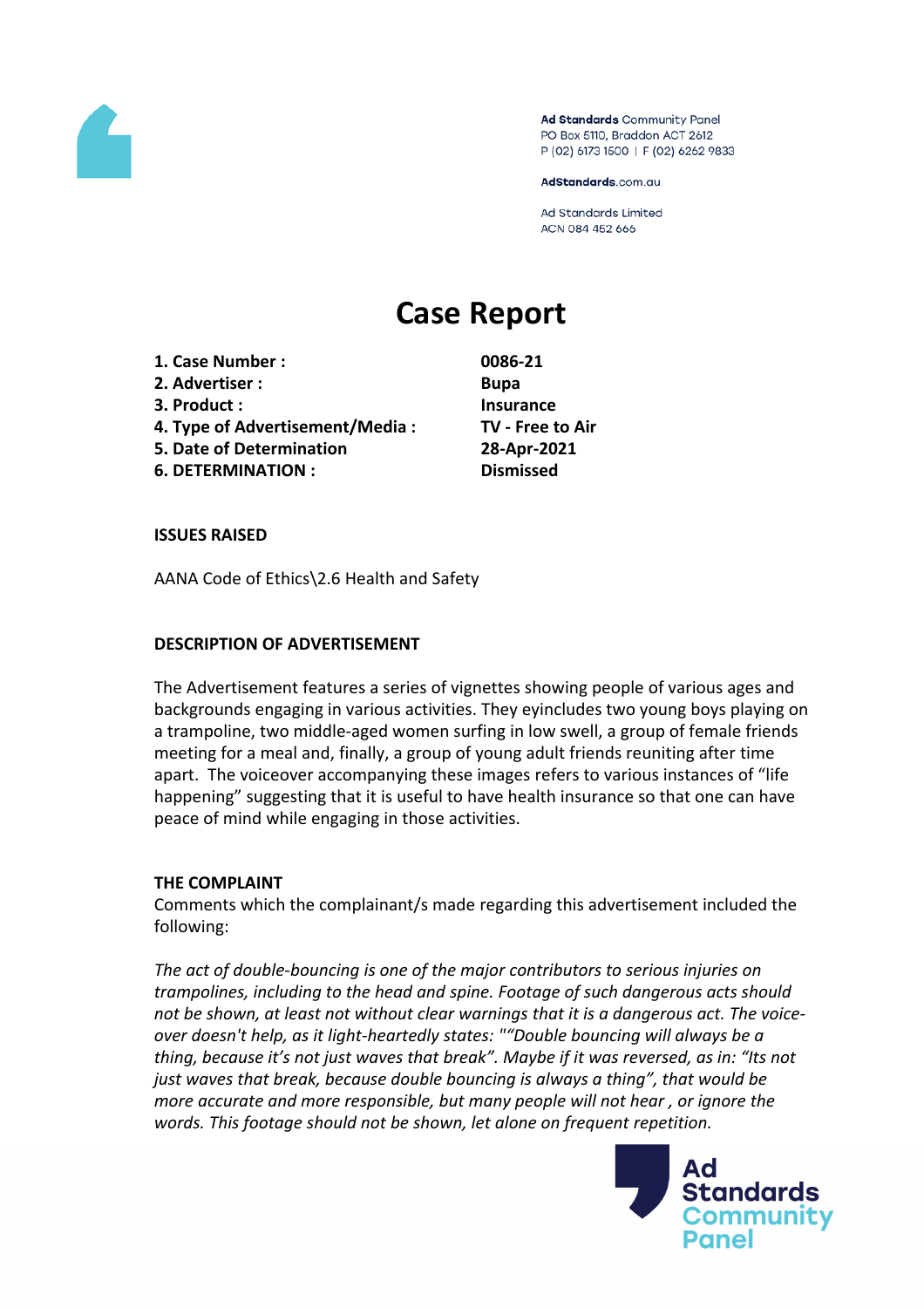Ad Standards Community Panel
PO Box 5110, Braddon ACT 2612
P (02) 6173 1500 | F (02) 6262 9833

AdStandards.com.au

Ad Standards Limited
ACN 084 452 666

# Case Report

| | |
|---|---|
| **1. Case Number :** | **0086-21** |
| **2. Advertiser :** | **Bupa** |
| **3. Product :** | **Insurance** |
| **4. Type of Advertisement/Media :** | **TV - Free to Air** |
| **5. Date of Determination** | **28-Apr-2021** |
| **6. DETERMINATION :** | **Dismissed** |

**ISSUES RAISED**

AANA Code of Ethics\2.6 Health and Safety

**DESCRIPTION OF ADVERTISEMENT**

The Advertisement features a series of vignettes showing people of various ages and backgrounds engaging in various activities. They eyincludes two young boys playing on a trampoline, two middle-aged women surfing in low swell, a group of female friends meeting for a meal and, finally, a group of young adult friends reuniting after time apart. The voiceover accompanying these images refers to various instances of "life happening" suggesting that it is useful to have health insurance so that one can have peace of mind while engaging in those activities.

**THE COMPLAINT**

Comments which the complainant/s made regarding this advertisement included the following:

*The act of double-bouncing is one of the major contributors to serious injuries on trampolines, including to the head and spine. Footage of such dangerous acts should not be shown, at least not without clear warnings that it is a dangerous act. The voice-over doesn't help, as it light-heartedly states: ""Double bouncing will always be a thing, because it's not just waves that break". Maybe if it was reversed, as in: "Its not just waves that break, because double bouncing is always a thing", that would be more accurate and more responsible, but many people will not hear , or ignore the words. This footage should not be shown, let alone on frequent repetition.*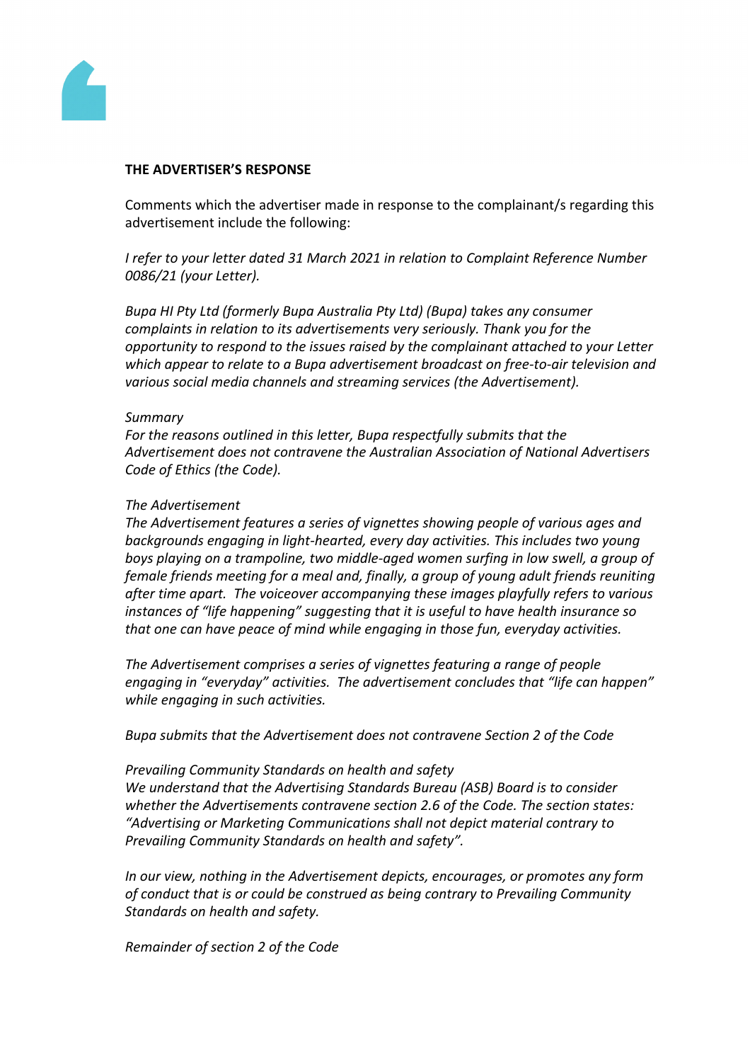**THE ADVERTISER'S RESPONSE**

Comments which the advertiser made in response to the complainant/s regarding this advertisement include the following:

*I refer to your letter dated 31 March 2021 in relation to Complaint Reference Number 0086/21 (your Letter).*

*Bupa HI Pty Ltd (formerly Bupa Australia Pty Ltd) (Bupa) takes any consumer complaints in relation to its advertisements very seriously. Thank you for the opportunity to respond to the issues raised by the complainant attached to your Letter which appear to relate to a Bupa advertisement broadcast on free-to-air television and various social media channels and streaming services (the Advertisement).*

*Summary*

*For the reasons outlined in this letter, Bupa respectfully submits that the Advertisement does not contravene the Australian Association of National Advertisers Code of Ethics (the Code).*

*The Advertisement*

*The Advertisement features a series of vignettes showing people of various ages and backgrounds engaging in light-hearted, every day activities. This includes two young boys playing on a trampoline, two middle-aged women surfing in low swell, a group of female friends meeting for a meal and, finally, a group of young adult friends reuniting after time apart. The voiceover accompanying these images playfully refers to various instances of "life happening" suggesting that it is useful to have health insurance so that one can have peace of mind while engaging in those fun, everyday activities.*

*The Advertisement comprises a series of vignettes featuring a range of people engaging in "everyday" activities. The advertisement concludes that "life can happen" while engaging in such activities.*

*Bupa submits that the Advertisement does not contravene Section 2 of the Code*

*Prevailing Community Standards on health and safety*

*We understand that the Advertising Standards Bureau (ASB) Board is to consider whether the Advertisements contravene section 2.6 of the Code. The section states: "Advertising or Marketing Communications shall not depict material contrary to Prevailing Community Standards on health and safety".*

*In our view, nothing in the Advertisement depicts, encourages, or promotes any form of conduct that is or could be construed as being contrary to Prevailing Community Standards on health and safety.*

*Remainder of section 2 of the Code*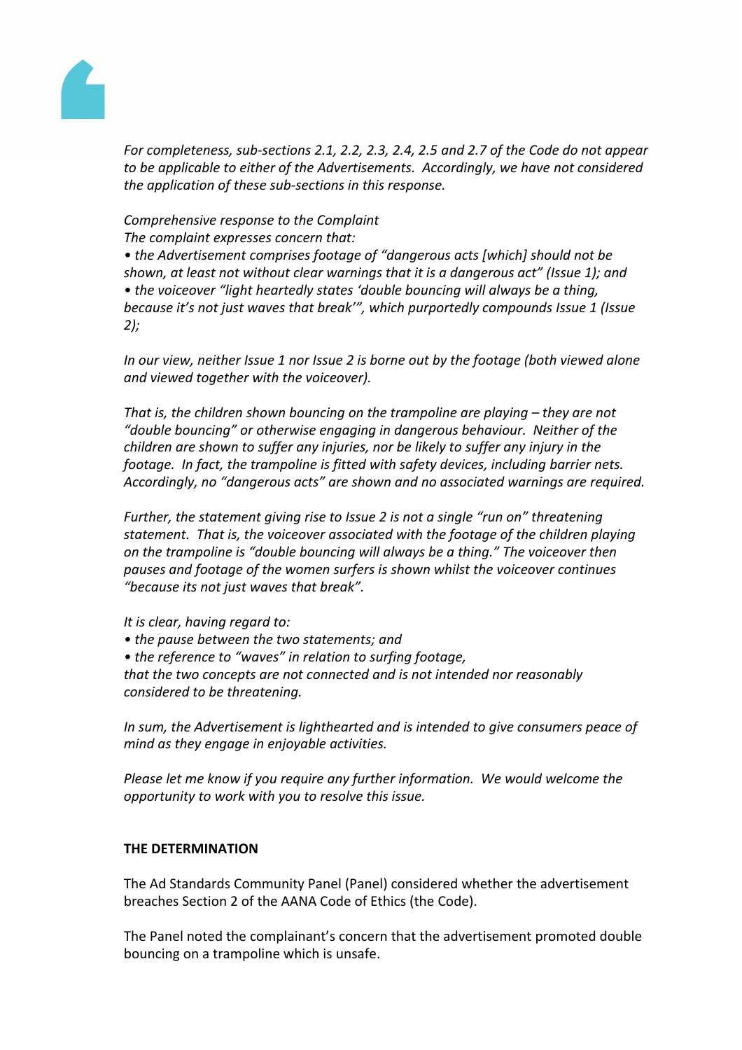*For completeness, sub-sections 2.1, 2.2, 2.3, 2.4, 2.5 and 2.7 of the Code do not appear to be applicable to either of the Advertisements. Accordingly, we have not considered the application of these sub-sections in this response.*

*Comprehensive response to the Complaint*
*The complaint expresses concern that:*
*• the Advertisement comprises footage of "dangerous acts [which] should not be shown, at least not without clear warnings that it is a dangerous act" (Issue 1); and*
*• the voiceover "light heartedly states 'double bouncing will always be a thing, because it's not just waves that break'", which purportedly compounds Issue 1 (Issue 2);*

*In our view, neither Issue 1 nor Issue 2 is borne out by the footage (both viewed alone and viewed together with the voiceover).*

*That is, the children shown bouncing on the trampoline are playing – they are not "double bouncing" or otherwise engaging in dangerous behaviour. Neither of the children are shown to suffer any injuries, nor be likely to suffer any injury in the footage. In fact, the trampoline is fitted with safety devices, including barrier nets. Accordingly, no "dangerous acts" are shown and no associated warnings are required.*

*Further, the statement giving rise to Issue 2 is not a single "run on" threatening statement. That is, the voiceover associated with the footage of the children playing on the trampoline is "double bouncing will always be a thing." The voiceover then pauses and footage of the women surfers is shown whilst the voiceover continues "because its not just waves that break".*

*It is clear, having regard to:*
*• the pause between the two statements; and*
*• the reference to "waves" in relation to surfing footage,*
*that the two concepts are not connected and is not intended nor reasonably considered to be threatening.*

*In sum, the Advertisement is lighthearted and is intended to give consumers peace of mind as they engage in enjoyable activities.*

*Please let me know if you require any further information. We would welcome the opportunity to work with you to resolve this issue.*

**THE DETERMINATION**

The Ad Standards Community Panel (Panel) considered whether the advertisement breaches Section 2 of the AANA Code of Ethics (the Code).

The Panel noted the complainant's concern that the advertisement promoted double bouncing on a trampoline which is unsafe.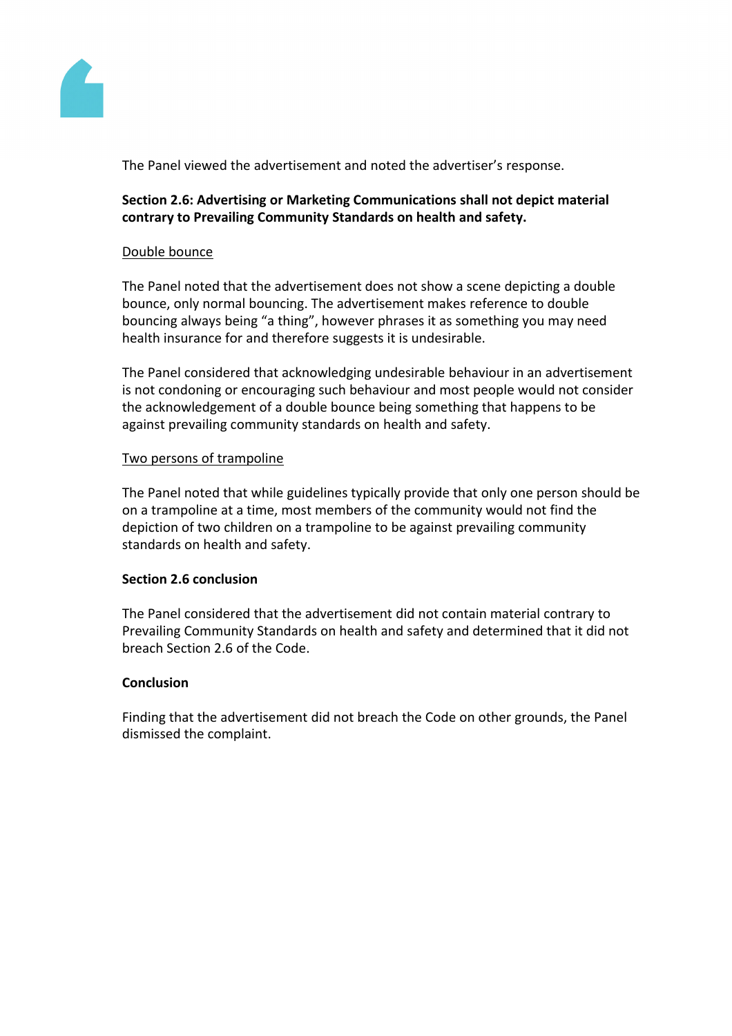The Panel viewed the advertisement and noted the advertiser's response.

**Section 2.6: Advertising or Marketing Communications shall not depict material contrary to Prevailing Community Standards on health and safety.**

Double bounce

The Panel noted that the advertisement does not show a scene depicting a double bounce, only normal bouncing. The advertisement makes reference to double bouncing always being "a thing", however phrases it as something you may need health insurance for and therefore suggests it is undesirable.

The Panel considered that acknowledging undesirable behaviour in an advertisement is not condoning or encouraging such behaviour and most people would not consider the acknowledgement of a double bounce being something that happens to be against prevailing community standards on health and safety.

Two persons of trampoline

The Panel noted that while guidelines typically provide that only one person should be on a trampoline at a time, most members of the community would not find the depiction of two children on a trampoline to be against prevailing community standards on health and safety.

**Section 2.6 conclusion**

The Panel considered that the advertisement did not contain material contrary to Prevailing Community Standards on health and safety and determined that it did not breach Section 2.6 of the Code.

**Conclusion**

Finding that the advertisement did not breach the Code on other grounds, the Panel dismissed the complaint.